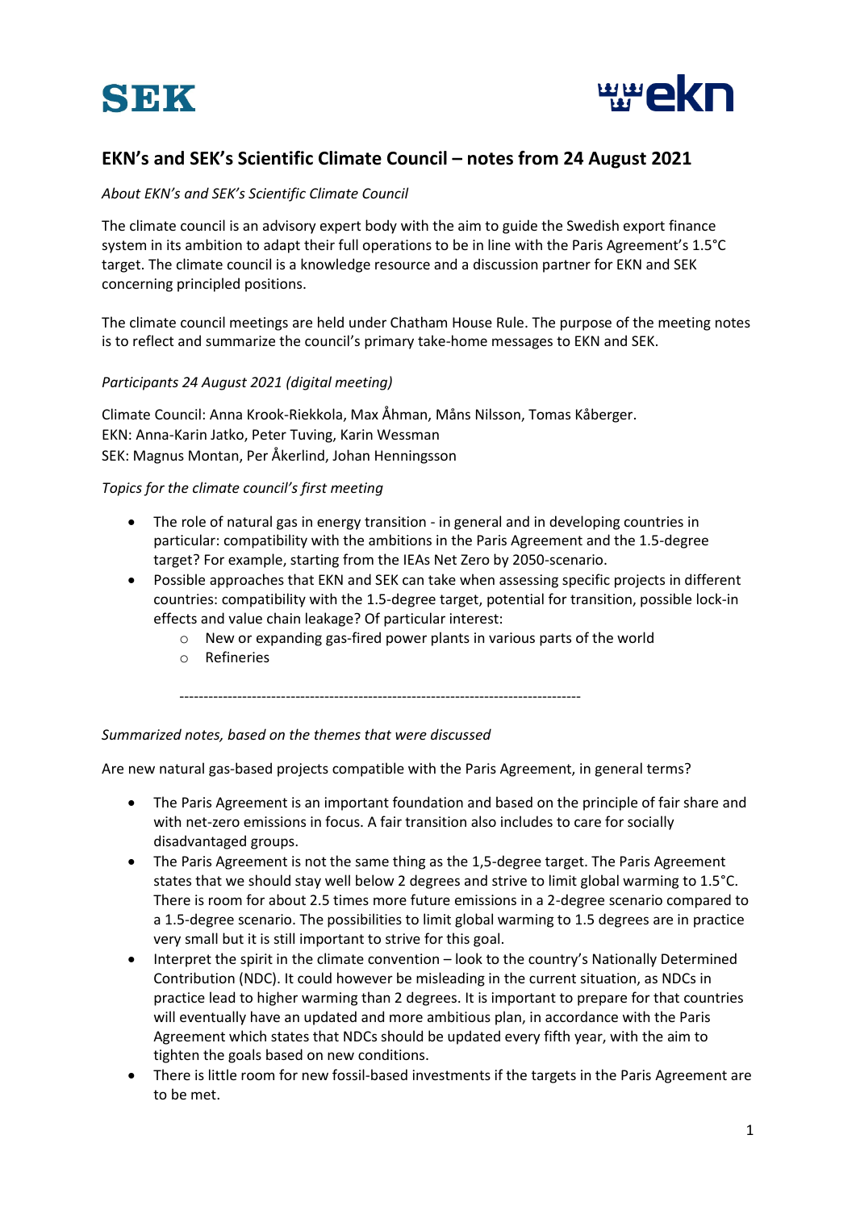# EKN's and SEK's Scientific Climate Council – notes from 24 August 2021

*About EKN's and SEK's Scientific Climate Council*

The climate council is an advisory expert body with the aim to guide the Swedish export finance system in its ambition to adapt their full operations to be in line with the Paris Agreement's 1.5°C target. The climate council is a knowledge resource and a discussion partner for EKN and SEK concerning principled positions.

The climate council meetings are held under Chatham House Rule. The purpose of the meeting notes is to reflect and summarize the council's primary take-home messages to EKN and SEK.

*Participants 24 August 2021 (digital meeting)*

Climate Council: Anna Krook-Riekkola, Max Åhman, Måns Nilsson, Tomas Kåberger.
EKN: Anna-Karin Jatko, Peter Tuving, Karin Wessman
SEK: Magnus Montan, Per Åkerlind, Johan Henningsson

*Topics for the climate council's first meeting*

- The role of natural gas in energy transition - in general and in developing countries in particular: compatibility with the ambitions in the Paris Agreement and the 1.5-degree target? For example, starting from the IEAs Net Zero by 2050-scenario.
- Possible approaches that EKN and SEK can take when assessing specific projects in different countries: compatibility with the 1.5-degree target, potential for transition, possible lock-in effects and value chain leakage? Of particular interest:
  - New or expanding gas-fired power plants in various parts of the world
  - Refineries

-----------------------------------------------------------------------------------

*Summarized notes, based on the themes that were discussed*

Are new natural gas-based projects compatible with the Paris Agreement, in general terms?

- The Paris Agreement is an important foundation and based on the principle of fair share and with net-zero emissions in focus. A fair transition also includes to care for socially disadvantaged groups.
- The Paris Agreement is not the same thing as the 1,5-degree target. The Paris Agreement states that we should stay well below 2 degrees and strive to limit global warming to 1.5°C. There is room for about 2.5 times more future emissions in a 2-degree scenario compared to a 1.5-degree scenario. The possibilities to limit global warming to 1.5 degrees are in practice very small but it is still important to strive for this goal.
- Interpret the spirit in the climate convention – look to the country's Nationally Determined Contribution (NDC). It could however be misleading in the current situation, as NDCs in practice lead to higher warming than 2 degrees. It is important to prepare for that countries will eventually have an updated and more ambitious plan, in accordance with the Paris Agreement which states that NDCs should be updated every fifth year, with the aim to tighten the goals based on new conditions.
- There is little room for new fossil-based investments if the targets in the Paris Agreement are to be met.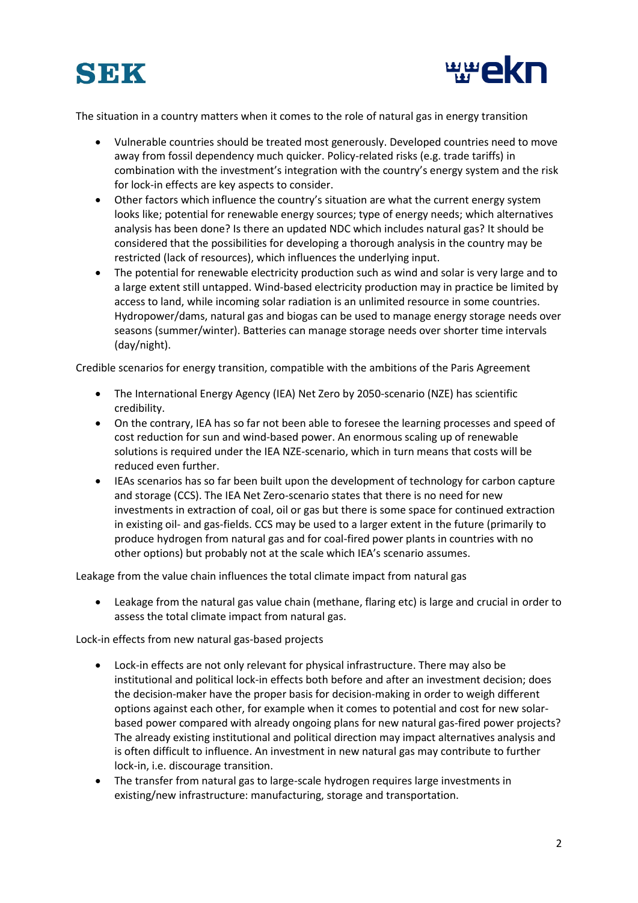The situation in a country matters when it comes to the role of natural gas in energy transition

- Vulnerable countries should be treated most generously. Developed countries need to move away from fossil dependency much quicker. Policy-related risks (e.g. trade tariffs) in combination with the investment's integration with the country's energy system and the risk for lock-in effects are key aspects to consider.
- Other factors which influence the country's situation are what the current energy system looks like; potential for renewable energy sources; type of energy needs; which alternatives analysis has been done? Is there an updated NDC which includes natural gas? It should be considered that the possibilities for developing a thorough analysis in the country may be restricted (lack of resources), which influences the underlying input.
- The potential for renewable electricity production such as wind and solar is very large and to a large extent still untapped. Wind-based electricity production may in practice be limited by access to land, while incoming solar radiation is an unlimited resource in some countries. Hydropower/dams, natural gas and biogas can be used to manage energy storage needs over seasons (summer/winter). Batteries can manage storage needs over shorter time intervals (day/night).

Credible scenarios for energy transition, compatible with the ambitions of the Paris Agreement

- The International Energy Agency (IEA) Net Zero by 2050-scenario (NZE) has scientific credibility.
- On the contrary, IEA has so far not been able to foresee the learning processes and speed of cost reduction for sun and wind-based power. An enormous scaling up of renewable solutions is required under the IEA NZE-scenario, which in turn means that costs will be reduced even further.
- IEAs scenarios has so far been built upon the development of technology for carbon capture and storage (CCS). The IEA Net Zero-scenario states that there is no need for new investments in extraction of coal, oil or gas but there is some space for continued extraction in existing oil- and gas-fields. CCS may be used to a larger extent in the future (primarily to produce hydrogen from natural gas and for coal-fired power plants in countries with no other options) but probably not at the scale which IEA's scenario assumes.

Leakage from the value chain influences the total climate impact from natural gas

- Leakage from the natural gas value chain (methane, flaring etc) is large and crucial in order to assess the total climate impact from natural gas.

Lock-in effects from new natural gas-based projects

- Lock-in effects are not only relevant for physical infrastructure. There may also be institutional and political lock-in effects both before and after an investment decision; does the decision-maker have the proper basis for decision-making in order to weigh different options against each other, for example when it comes to potential and cost for new solar-based power compared with already ongoing plans for new natural gas-fired power projects? The already existing institutional and political direction may impact alternatives analysis and is often difficult to influence. An investment in new natural gas may contribute to further lock-in, i.e. discourage transition.
- The transfer from natural gas to large-scale hydrogen requires large investments in existing/new infrastructure: manufacturing, storage and transportation.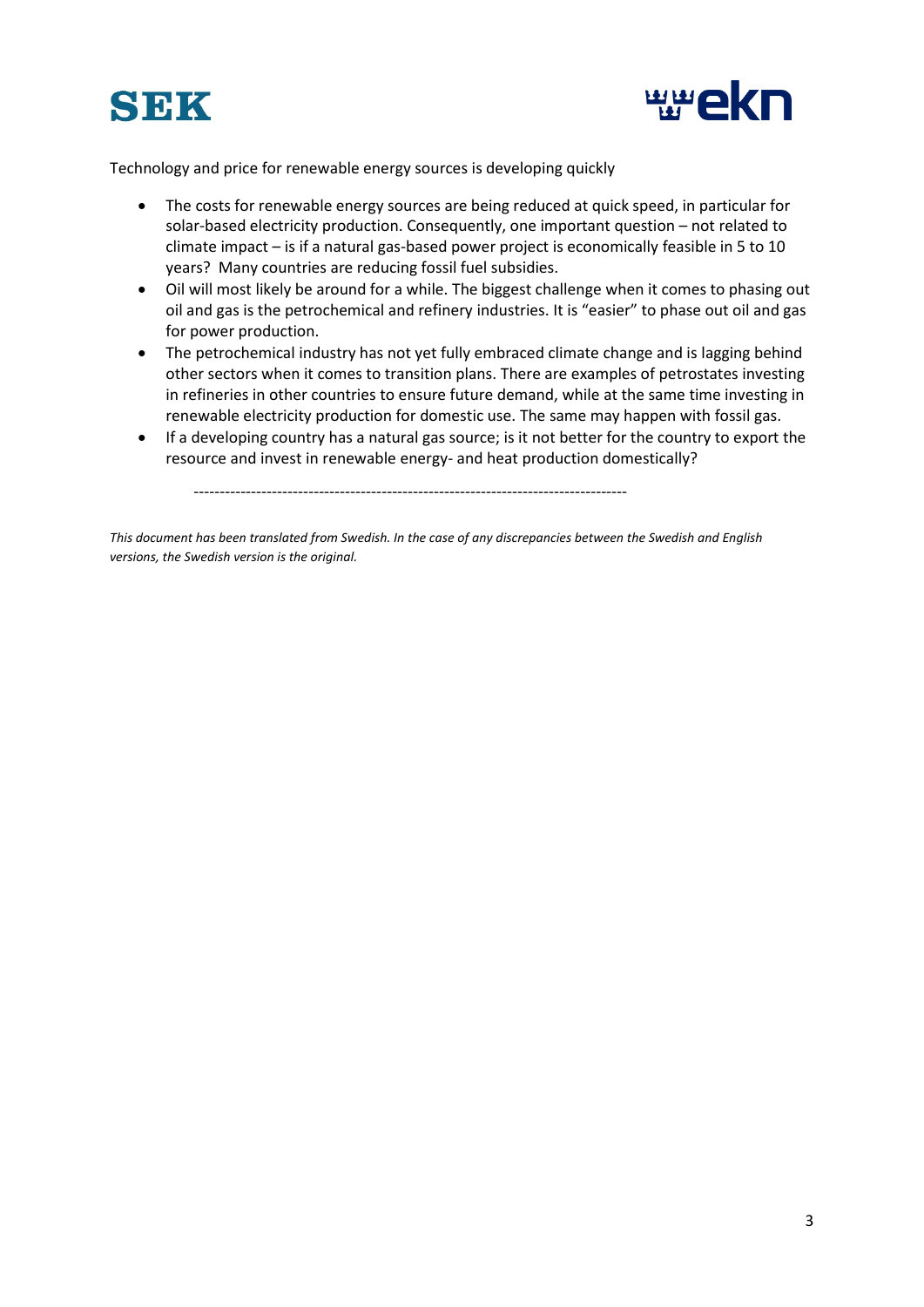Technology and price for renewable energy sources is developing quickly

- The costs for renewable energy sources are being reduced at quick speed, in particular for solar-based electricity production. Consequently, one important question – not related to climate impact – is if a natural gas-based power project is economically feasible in 5 to 10 years? Many countries are reducing fossil fuel subsidies.
- Oil will most likely be around for a while. The biggest challenge when it comes to phasing out oil and gas is the petrochemical and refinery industries. It is "easier" to phase out oil and gas for power production.
- The petrochemical industry has not yet fully embraced climate change and is lagging behind other sectors when it comes to transition plans. There are examples of petrostates investing in refineries in other countries to ensure future demand, while at the same time investing in renewable electricity production for domestic use. The same may happen with fossil gas.
- If a developing country has a natural gas source; is it not better for the country to export the resource and invest in renewable energy- and heat production domestically?

-----------------------------------------------------------------------------------

*This document has been translated from Swedish. In the case of any discrepancies between the Swedish and English versions, the Swedish version is the original.*